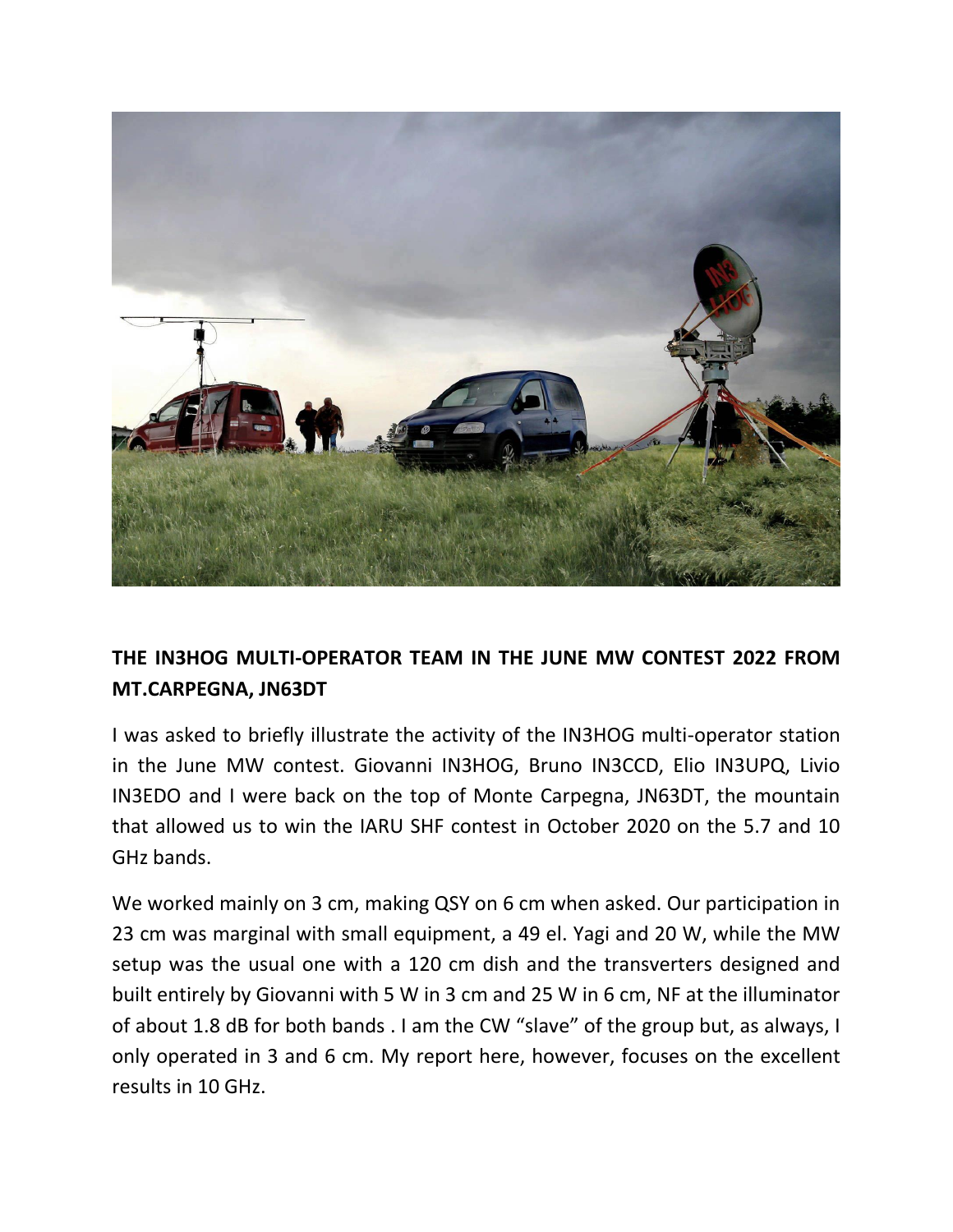**THE IN3HOG MULTI-OPERATOR TEAM IN THE JUNE MW CONTEST 2022 FROM MT.CARPEGNA, JN63DT**

I was asked to briefly illustrate the activity of the IN3HOG multi-operator station in the June MW contest. Giovanni IN3HOG, Bruno IN3CCD, Elio IN3UPQ, Livio IN3EDO and I were back on the top of Monte Carpegna, JN63DT, the mountain that allowed us to win the IARU SHF contest in October 2020 on the 5.7 and 10 GHz bands.

We worked mainly on 3 cm, making QSY on 6 cm when asked. Our participation in 23 cm was marginal with small equipment, a 49 el. Yagi and 20 W, while the MW setup was the usual one with a 120 cm dish and the transverters designed and built entirely by Giovanni with 5 W in 3 cm and 25 W in 6 cm, NF at the illuminator of about 1.8 dB for both bands . I am the CW "slave" of the group but, as always, I only operated in 3 and 6 cm. My report here, however, focuses on the excellent results in 10 GHz.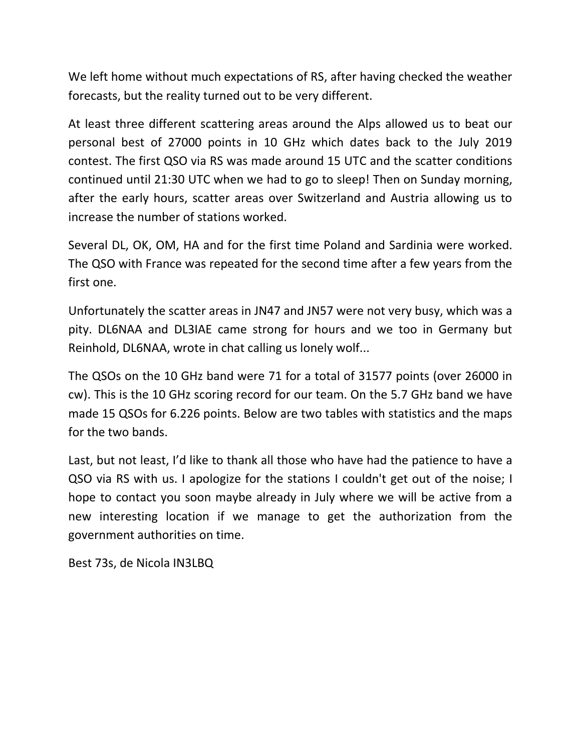We left home without much expectations of RS, after having checked the weather forecasts, but the reality turned out to be very different.

At least three different scattering areas around the Alps allowed us to beat our personal best of 27000 points in 10 GHz which dates back to the July 2019 contest. The first QSO via RS was made around 15 UTC and the scatter conditions continued until 21:30 UTC when we had to go to sleep! Then on Sunday morning, after the early hours, scatter areas over Switzerland and Austria allowing us to increase the number of stations worked.

Several DL, OK, OM, HA and for the first time Poland and Sardinia were worked. The QSO with France was repeated for the second time after a few years from the first one.

Unfortunately the scatter areas in JN47 and JN57 were not very busy, which was a pity. DL6NAA and DL3IAE came strong for hours and we too in Germany but Reinhold, DL6NAA, wrote in chat calling us lonely wolf...

The QSOs on the 10 GHz band were 71 for a total of 31577 points (over 26000 in cw). This is the 10 GHz scoring record for our team. On the 5.7 GHz band we have made 15 QSOs for 6.226 points. Below are two tables with statistics and the maps for the two bands.

Last, but not least, I'd like to thank all those who have had the patience to have a QSO via RS with us. I apologize for the stations I couldn't get out of the noise; I hope to contact you soon maybe already in July where we will be active from a new interesting location if we manage to get the authorization from the government authorities on time.

Best 73s, de Nicola IN3LBQ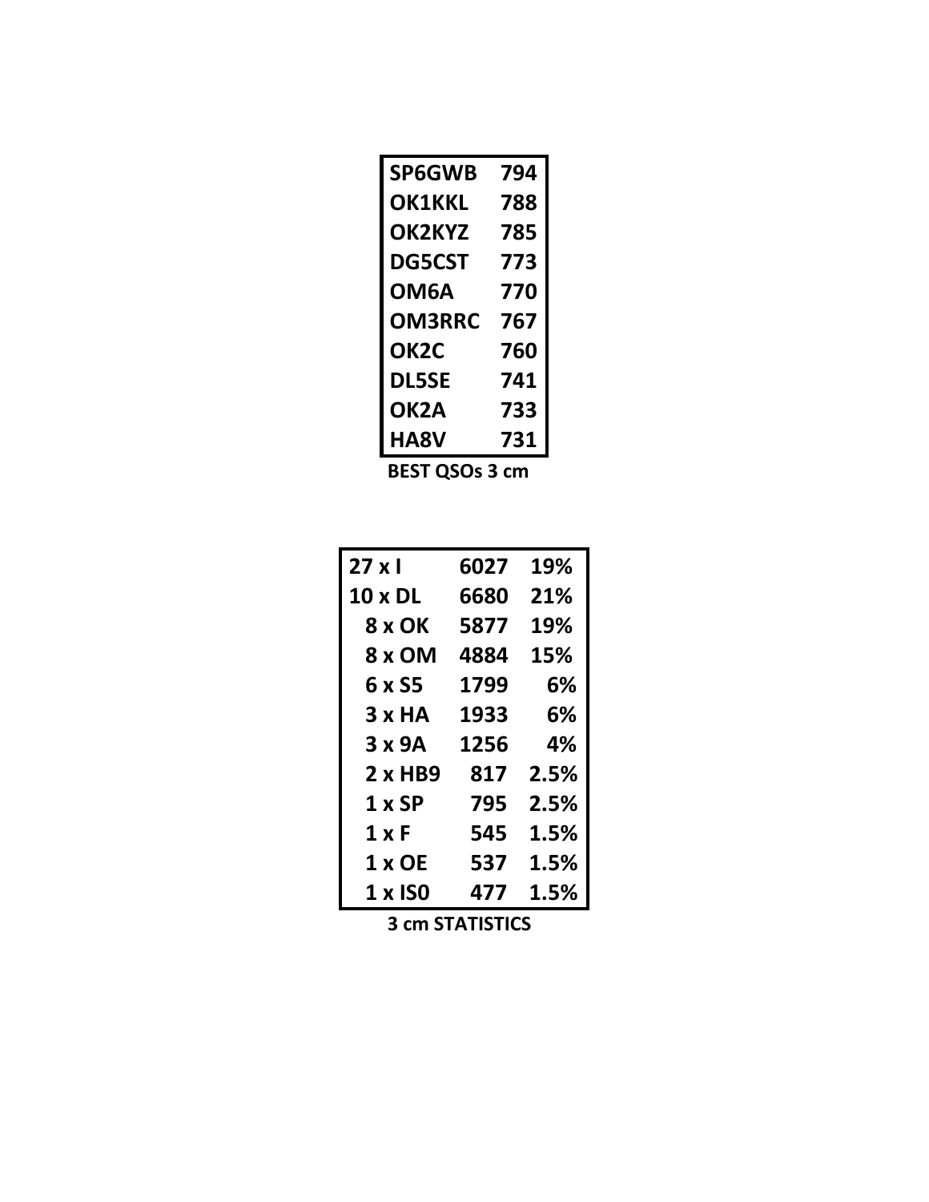| | |
|---|---|
| SP6GWB | 794 |
| OK1KKL | 788 |
| OK2KYZ | 785 |
| DG5CST | 773 |
| OM6A | 770 |
| OM3RRC | 767 |
| OK2C | 760 |
| DL5SE | 741 |
| OK2A | 733 |
| HA8V | 731 |

**BEST QSOs 3 cm**

| | | |
|---|---|---|
| 27 x I | 6027 | 19% |
| 10 x DL | 6680 | 21% |
| 8 x OK | 5877 | 19% |
| 8 x OM | 4884 | 15% |
| 6 x S5 | 1799 | 6% |
| 3 x HA | 1933 | 6% |
| 3 x 9A | 1256 | 4% |
| 2 x HB9 | 817 | 2.5% |
| 1 x SP | 795 | 2.5% |
| 1 x F | 545 | 1.5% |
| 1 x OE | 537 | 1.5% |
| 1 x IS0 | 477 | 1.5% |

**3 cm STATISTICS**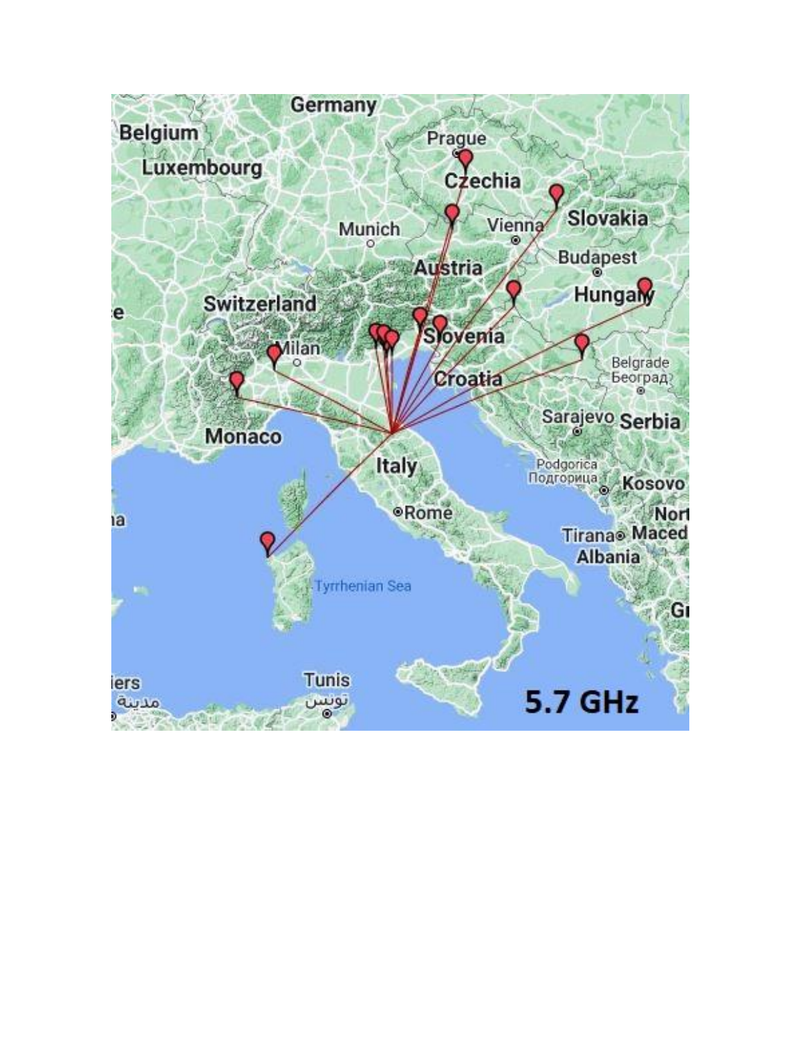**5.7 GHz**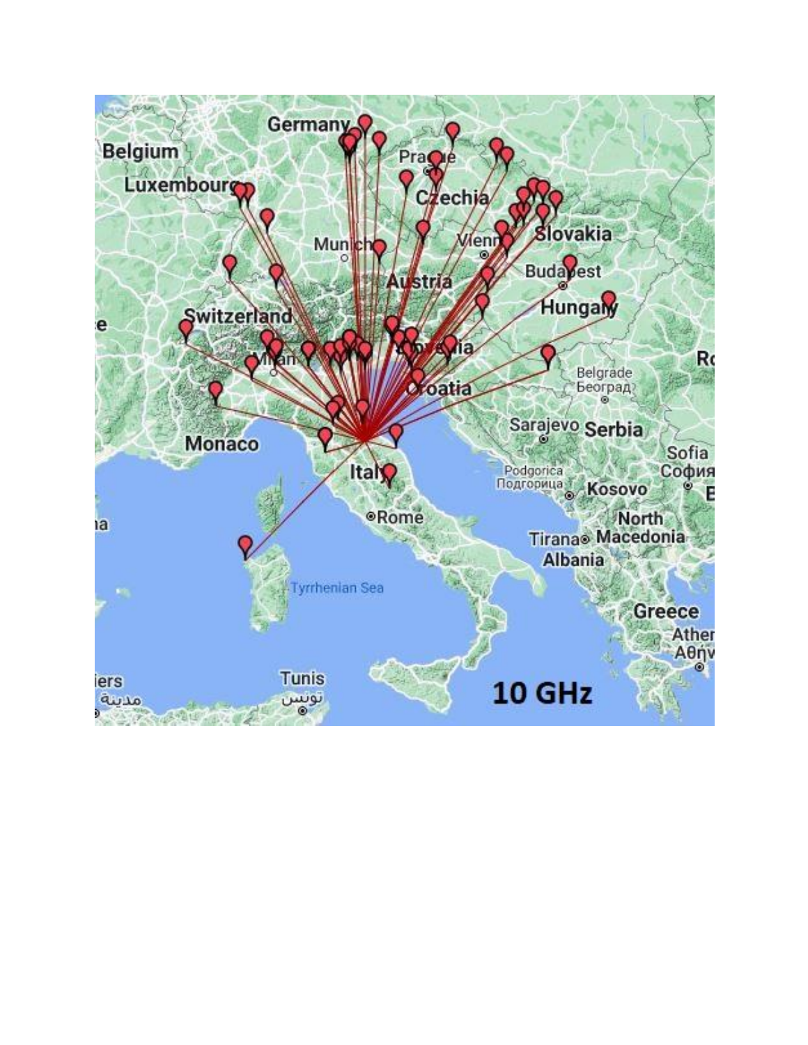10 GHz